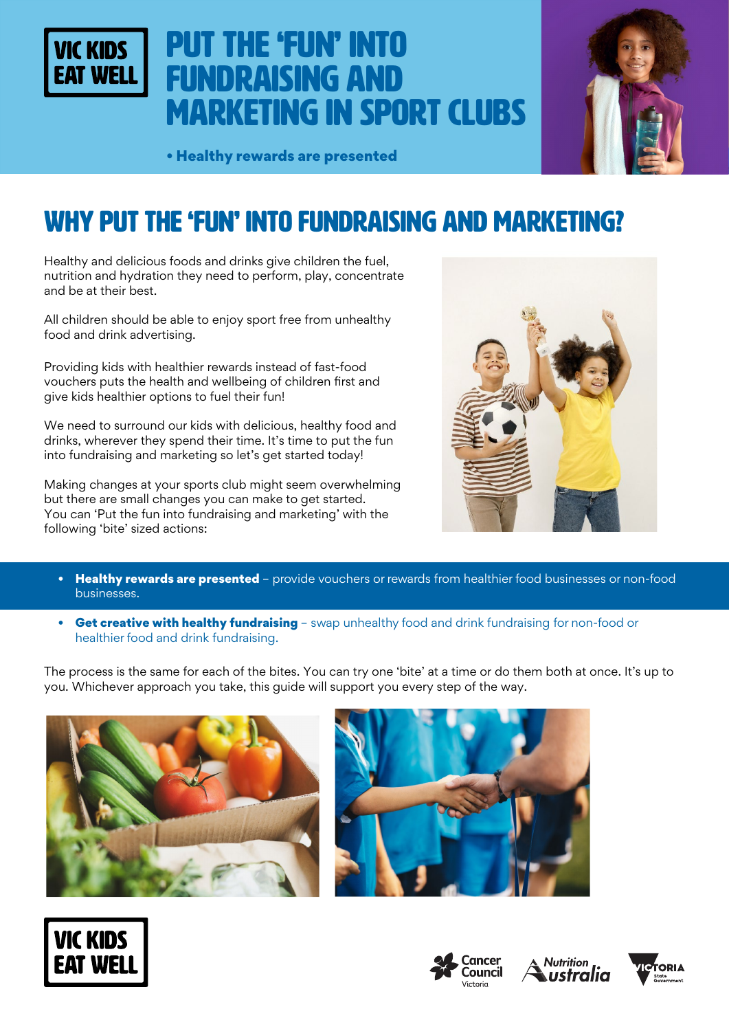VIC KIDS EAT WELL

# PUT THE 'FUN' INTO FUNDRAISING AND MARKETING IN SPORT CLUBS

• **Healthy rewards are presented**

## WHY PUT THE 'FUN' INTO FUNDRAISING AND MARKETING?

Healthy and delicious foods and drinks give children the fuel, nutrition and hydration they need to perform, play, concentrate and be at their best.

All children should be able to enjoy sport free from unhealthy food and drink advertising.

Providing kids with healthier rewards instead of fast-food vouchers puts the health and wellbeing of children first and give kids healthier options to fuel their fun!

We need to surround our kids with delicious, healthy food and drinks, wherever they spend their time. It's time to put the fun into fundraising and marketing so let's get started today!

Making changes at your sports club might seem overwhelming but there are small changes you can make to get started. You can 'Put the fun into fundraising and marketing' with the following 'bite' sized actions:

- **Healthy rewards are presented** – provide vouchers or rewards from healthier food businesses or non-food businesses.
- **Get creative with healthy fundraising** – swap unhealthy food and drink fundraising for non-food or healthier food and drink fundraising.

The process is the same for each of the bites. You can try one 'bite' at a time or do them both at once. It's up to you. Whichever approach you take, this guide will support you every step of the way.

VIC KIDS EAT WELL

Cancer Council Victoria | Nutrition Australia | Victoria State Government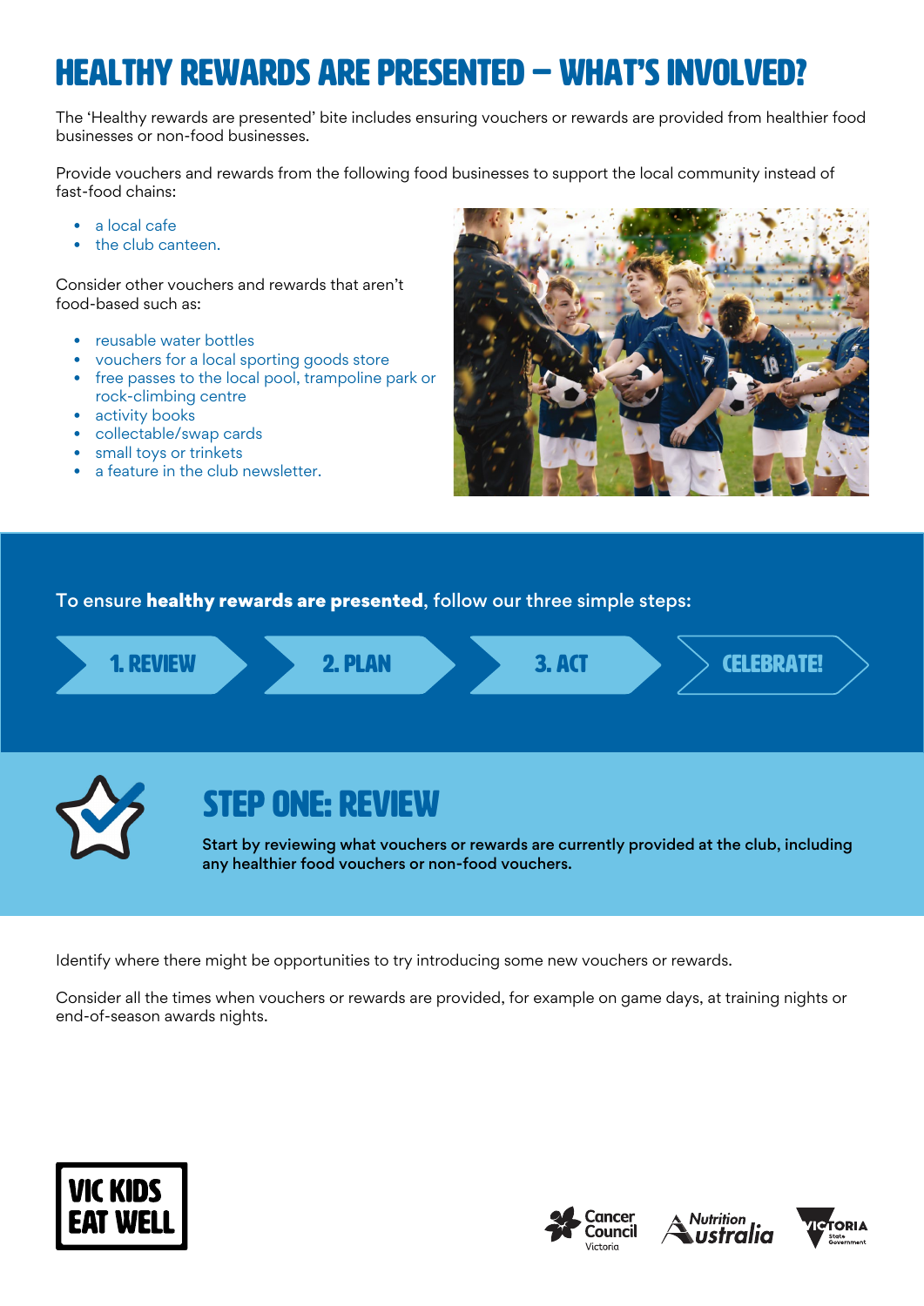# HEALTHY REWARDS ARE PRESENTED – WHAT'S INVOLVED?

The 'Healthy rewards are presented' bite includes ensuring vouchers or rewards are provided from healthier food businesses or non-food businesses.

Provide vouchers and rewards from the following food businesses to support the local community instead of fast-food chains:

- a local cafe
- the club canteen.

Consider other vouchers and rewards that aren't food-based such as:

- reusable water bottles
- vouchers for a local sporting goods store
- free passes to the local pool, trampoline park or rock-climbing centre
- activity books
- collectable/swap cards
- small toys or trinkets
- a feature in the club newsletter.

To ensure **healthy rewards are presented**, follow our three simple steps:

1. REVIEW → 2. PLAN → 3. ACT → CELEBRATE!

## STEP ONE: REVIEW

**Start by reviewing what vouchers or rewards are currently provided at the club, including any healthier food vouchers or non-food vouchers.**

Identify where there might be opportunities to try introducing some new vouchers or rewards.

Consider all the times when vouchers or rewards are provided, for example on game days, at training nights or end-of-season awards nights.

VIC KIDS EAT WELL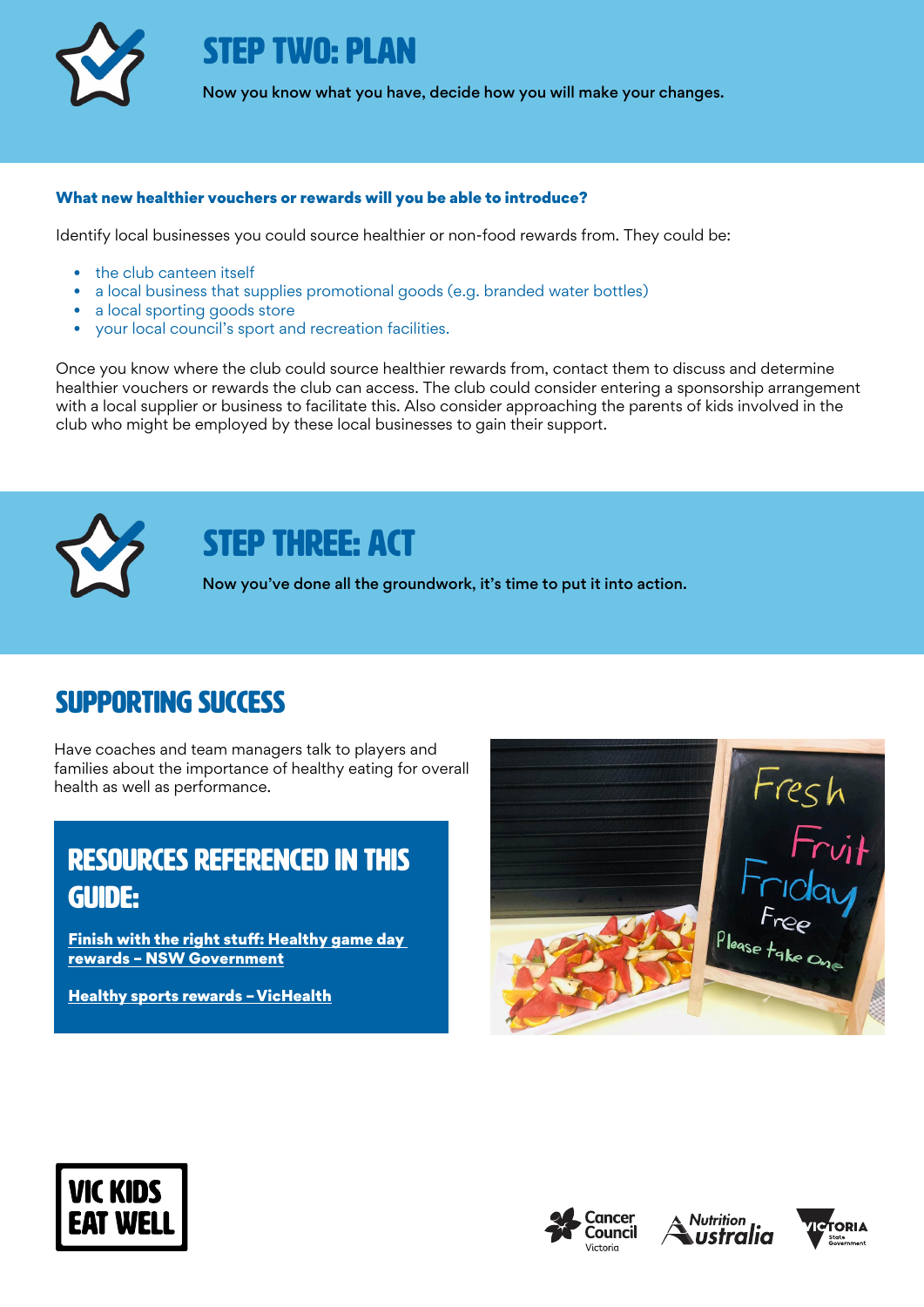# STEP TWO: PLAN

Now you know what you have, decide how you will make your changes.

### What new healthier vouchers or rewards will you be able to introduce?

Identify local businesses you could source healthier or non-food rewards from. They could be:

- the club canteen itself
- a local business that supplies promotional goods (e.g. branded water bottles)
- a local sporting goods store
- your local council's sport and recreation facilities.

Once you know where the club could source healthier rewards from, contact them to discuss and determine healthier vouchers or rewards the club can access. The club could consider entering a sponsorship arrangement with a local supplier or business to facilitate this. Also consider approaching the parents of kids involved in the club who might be employed by these local businesses to gain their support.

# STEP THREE: ACT

Now you've done all the groundwork, it's time to put it into action.

## SUPPORTING SUCCESS

Have coaches and team managers talk to players and families about the importance of healthy eating for overall health as well as performance.

## RESOURCES REFERENCED IN THIS GUIDE:

**Finish with the right stuff: Healthy game day rewards – NSW Government**

**Healthy sports rewards – VicHealth**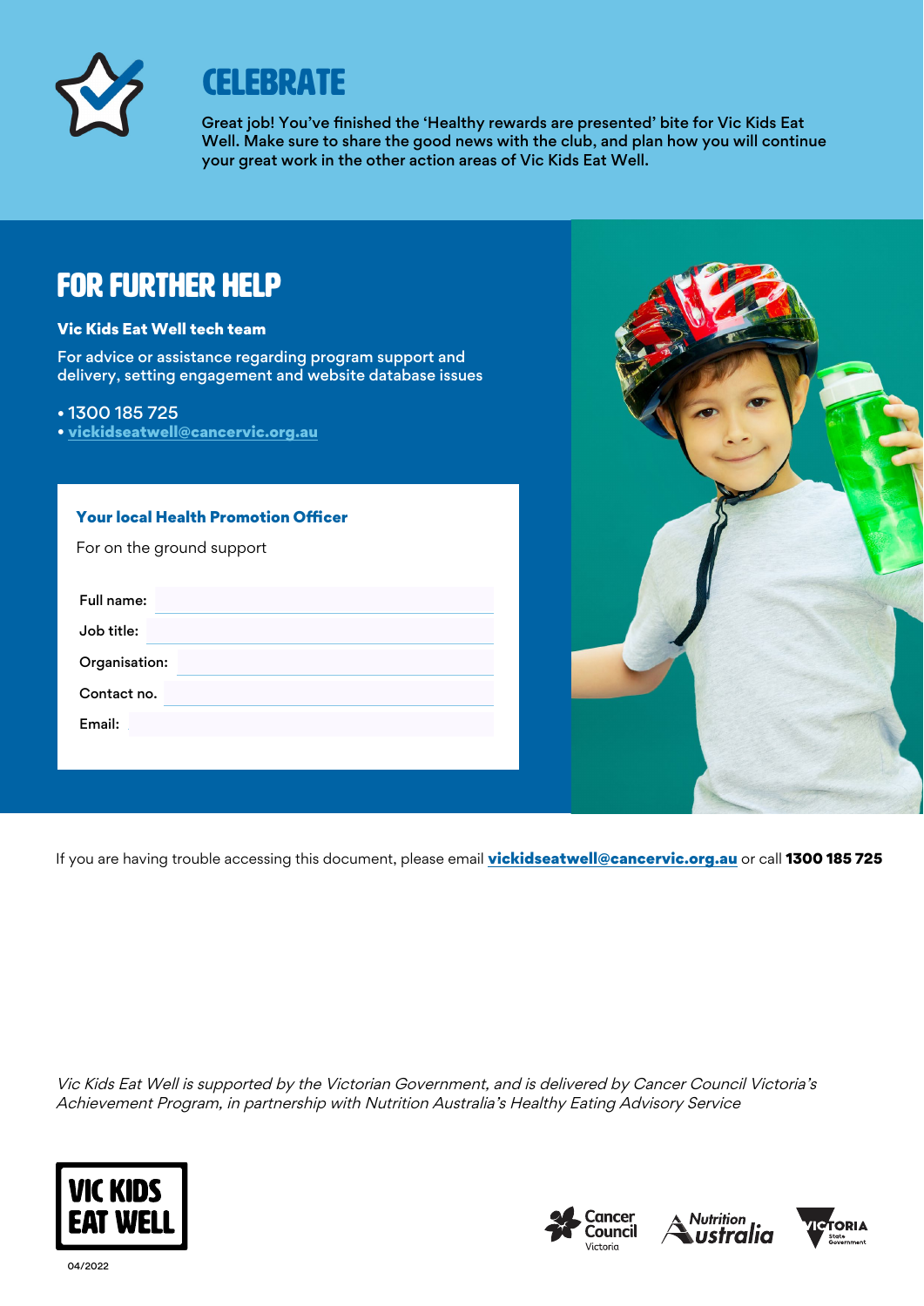# CELEBRATE

Great job! You've finished the 'Healthy rewards are presented' bite for Vic Kids Eat Well. Make sure to share the good news with the club, and plan how you will continue your great work in the other action areas of Vic Kids Eat Well.

## FOR FURTHER HELP

**Vic Kids Eat Well tech team**

For advice or assistance regarding program support and delivery, setting engagement and website database issues

- 1300 185 725
- **vickidseatwell@cancervic.org.au**

### Your local Health Promotion Officer

For on the ground support

Full name:

Job title:

Organisation:

Contact no.

Email:

If you are having trouble accessing this document, please email **vickidseatwell@cancervic.org.au** or call **1300 185 725**

*Vic Kids Eat Well is supported by the Victorian Government, and is delivered by Cancer Council Victoria's Achievement Program, in partnership with Nutrition Australia's Healthy Eating Advisory Service*

VIC KIDS EAT WELL

04/2022